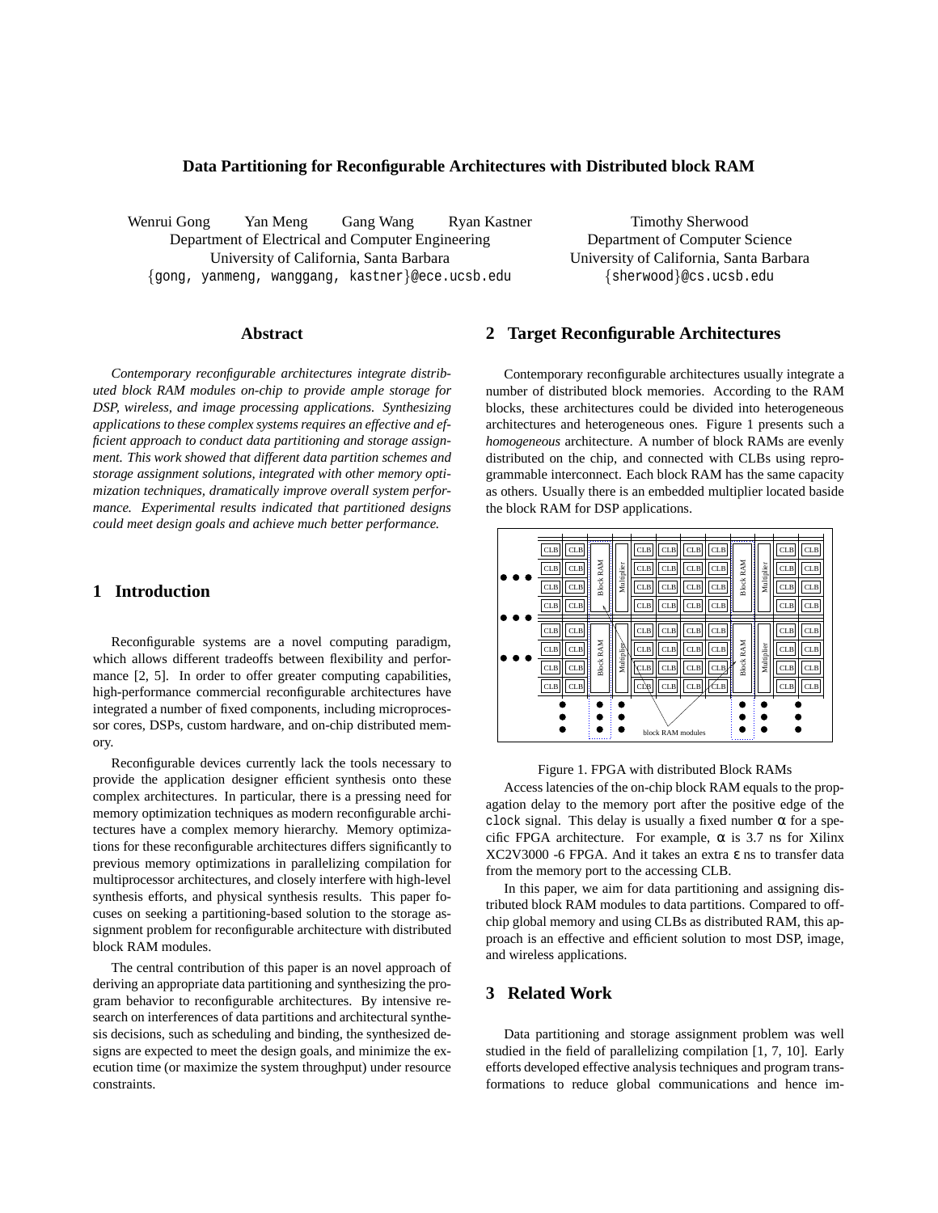# Data Partitioning for Reconfigurable Architectures with Distributed block RAM

Wenrui Gong Yan Meng Gang Wang Ryan Kastner
Department of Electrical and Computer Engineering
University of California, Santa Barbara
{gong, yanmeng, wanggang, kastner}@ece.ucsb.edu

Timothy Sherwood
Department of Computer Science
University of California, Santa Barbara
{sherwood}@cs.ucsb.edu

## Abstract

*Contemporary reconfigurable architectures integrate distributed block RAM modules on-chip to provide ample storage for DSP, wireless, and image processing applications. Synthesizing applications to these complex systems requires an effective and efficient approach to conduct data partitioning and storage assignment. This work showed that different data partition schemes and storage assignment solutions, integrated with other memory optimization techniques, dramatically improve overall system performance. Experimental results indicated that partitioned designs could meet design goals and achieve much better performance.*

## 1 Introduction

Reconfigurable systems are a novel computing paradigm, which allows different tradeoffs between flexibility and performance [2, 5]. In order to offer greater computing capabilities, high-performance commercial reconfigurable architectures have integrated a number of fixed components, including microprocessor cores, DSPs, custom hardware, and on-chip distributed memory.

Reconfigurable devices currently lack the tools necessary to provide the application designer efficient synthesis onto these complex architectures. In particular, there is a pressing need for memory optimization techniques as modern reconfigurable architectures have a complex memory hierarchy. Memory optimizations for these reconfigurable architectures differs significantly to previous memory optimizations in parallelizing compilation for multiprocessor architectures, and closely interfere with high-level synthesis efforts, and physical synthesis results. This paper focuses on seeking a partitioning-based solution to the storage assignment problem for reconfigurable architecture with distributed block RAM modules.

The central contribution of this paper is an novel approach of deriving an appropriate data partitioning and synthesizing the program behavior to reconfigurable architectures. By intensive research on interferences of data partitions and architectural synthesis decisions, such as scheduling and binding, the synthesized designs are expected to meet the design goals, and minimize the execution time (or maximize the system throughput) under resource constraints.

## 2 Target Reconfigurable Architectures

Contemporary reconfigurable architectures usually integrate a number of distributed block memories. According to the RAM blocks, these architectures could be divided into heterogeneous architectures and heterogeneous ones. Figure 1 presents such a *homogeneous* architecture. A number of block RAMs are evenly distributed on the chip, and connected with CLBs using reprogrammable interconnect. Each block RAM has the same capacity as others. Usually there is an embedded multiplier located baside the block RAM for DSP applications.

Figure 1. FPGA with distributed Block RAMs

Access latencies of the on-chip block RAM equals to the propagation delay to the memory port after the positive edge of the `clock` signal. This delay is usually a fixed number $\alpha$ for a specific FPGA architecture. For example, $\alpha$ is 3.7 ns for Xilinx XC2V3000 -6 FPGA. And it takes an extra $\epsilon$ ns to transfer data from the memory port to the accessing CLB.

In this paper, we aim for data partitioning and assigning distributed block RAM modules to data partitions. Compared to off-chip global memory and using CLBs as distributed RAM, this approach is an effective and efficient solution to most DSP, image, and wireless applications.

## 3 Related Work

Data partitioning and storage assignment problem was well studied in the field of parallelizing compilation [1, 7, 10]. Early efforts developed effective analysis techniques and program transformations to reduce global communications and hence im-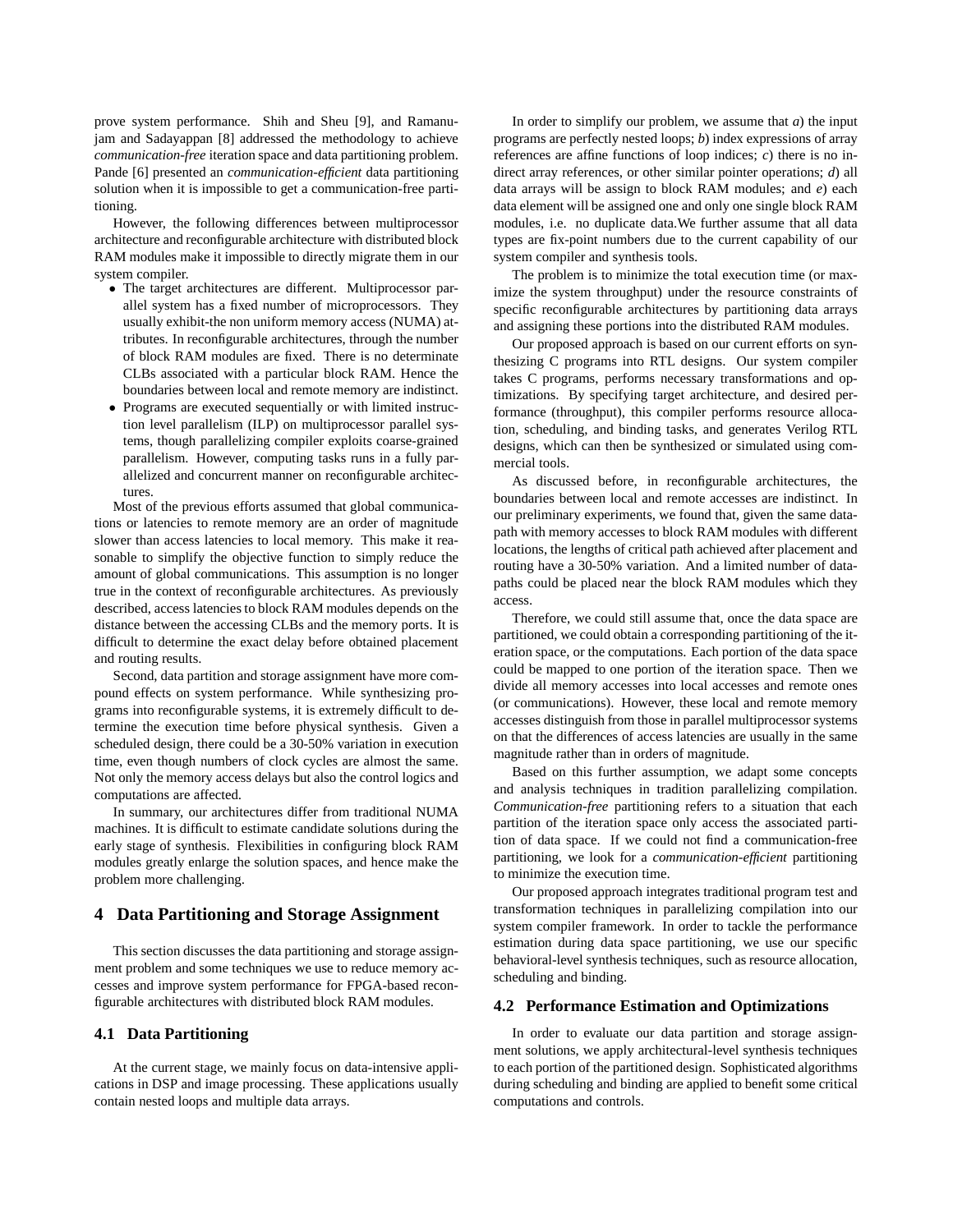prove system performance. Shih and Sheu [9], and Ramanujam and Sadayappan [8] addressed the methodology to achieve *communication-free* iteration space and data partitioning problem. Pande [6] presented an *communication-efficient* data partitioning solution when it is impossible to get a communication-free partitioning.

However, the following differences between multiprocessor architecture and reconfigurable architecture with distributed block RAM modules make it impossible to directly migrate them in our system compiler.

- The target architectures are different. Multiprocessor parallel system has a fixed number of microprocessors. They usually exhibit-the non uniform memory access (NUMA) attributes. In reconfigurable architectures, through the number of block RAM modules are fixed. There is no determinate CLBs associated with a particular block RAM. Hence the boundaries between local and remote memory are indistinct.
- Programs are executed sequentially or with limited instruction level parallelism (ILP) on multiprocessor parallel systems, though parallelizing compiler exploits coarse-grained parallelism. However, computing tasks runs in a fully parallelized and concurrent manner on reconfigurable architectures.

Most of the previous efforts assumed that global communications or latencies to remote memory are an order of magnitude slower than access latencies to local memory. This make it reasonable to simplify the objective function to simply reduce the amount of global communications. This assumption is no longer true in the context of reconfigurable architectures. As previously described, access latencies to block RAM modules depends on the distance between the accessing CLBs and the memory ports. It is difficult to determine the exact delay before obtained placement and routing results.

Second, data partition and storage assignment have more compound effects on system performance. While synthesizing programs into reconfigurable systems, it is extremely difficult to determine the execution time before physical synthesis. Given a scheduled design, there could be a 30-50% variation in execution time, even though numbers of clock cycles are almost the same. Not only the memory access delays but also the control logics and computations are affected.

In summary, our architectures differ from traditional NUMA machines. It is difficult to estimate candidate solutions during the early stage of synthesis. Flexibilities in configuring block RAM modules greatly enlarge the solution spaces, and hence make the problem more challenging.

## 4 Data Partitioning and Storage Assignment

This section discusses the data partitioning and storage assignment problem and some techniques we use to reduce memory accesses and improve system performance for FPGA-based reconfigurable architectures with distributed block RAM modules.

### 4.1 Data Partitioning

At the current stage, we mainly focus on data-intensive applications in DSP and image processing. These applications usually contain nested loops and multiple data arrays.

In order to simplify our problem, we assume that *a*) the input programs are perfectly nested loops; *b*) index expressions of array references are affine functions of loop indices; *c*) there is no indirect array references, or other similar pointer operations; *d*) all data arrays will be assign to block RAM modules; and *e*) each data element will be assigned one and only one single block RAM modules, i.e. no duplicate data.We further assume that all data types are fix-point numbers due to the current capability of our system compiler and synthesis tools.

The problem is to minimize the total execution time (or maximize the system throughput) under the resource constraints of specific reconfigurable architectures by partitioning data arrays and assigning these portions into the distributed block RAM modules.

Our proposed approach is based on our current efforts on synthesizing C programs into RTL designs. Our system compiler takes C programs, performs necessary transformations and optimizations. By specifying target architecture, and desired performance (throughput), this compiler performs resource allocation, scheduling, and binding tasks, and generates Verilog RTL designs, which can then be synthesized or simulated using commercial tools.

As discussed before, in reconfigurable architectures, the boundaries between local and remote accesses are indistinct. In our preliminary experiments, we found that, given the same datapath with memory accesses to block RAM modules with different locations, the lengths of critical path achieved after placement and routing have a 30-50% variation. And a limited number of datapaths could be placed near the block RAM modules which they access.

Therefore, we could still assume that, once the data space are partitioned, we could obtain a corresponding partitioning of the iteration space, or the computations. Each portion of the data space could be mapped to one portion of the iteration space. Then we divide all memory accesses into local accesses and remote ones (or communications). However, these local and remote memory accesses distinguish from those in parallel multiprocessor systems on that the differences of access latencies are usually in the same magnitude rather than in orders of magnitude.

Based on this further assumption, we adapt some concepts and analysis techniques in tradition parallelizing compilation. *Communication-free* partitioning refers to a situation that each partition of the iteration space only access the associated partition of data space. If we could not find a communication-free partitioning, we look for a *communication-efficient* partitioning to minimize the execution time.

Our proposed approach integrates traditional program test and transformation techniques in parallelizing compilation into our system compiler framework. In order to tackle the performance estimation during data space partitioning, we use our specific behavioral-level synthesis techniques, such as resource allocation, scheduling and binding.

### 4.2 Performance Estimation and Optimizations

In order to evaluate our data partition and storage assignment solutions, we apply architectural-level synthesis techniques to each portion of the partitioned design. Sophisticated algorithms during scheduling and binding are applied to benefit some critical computations and controls.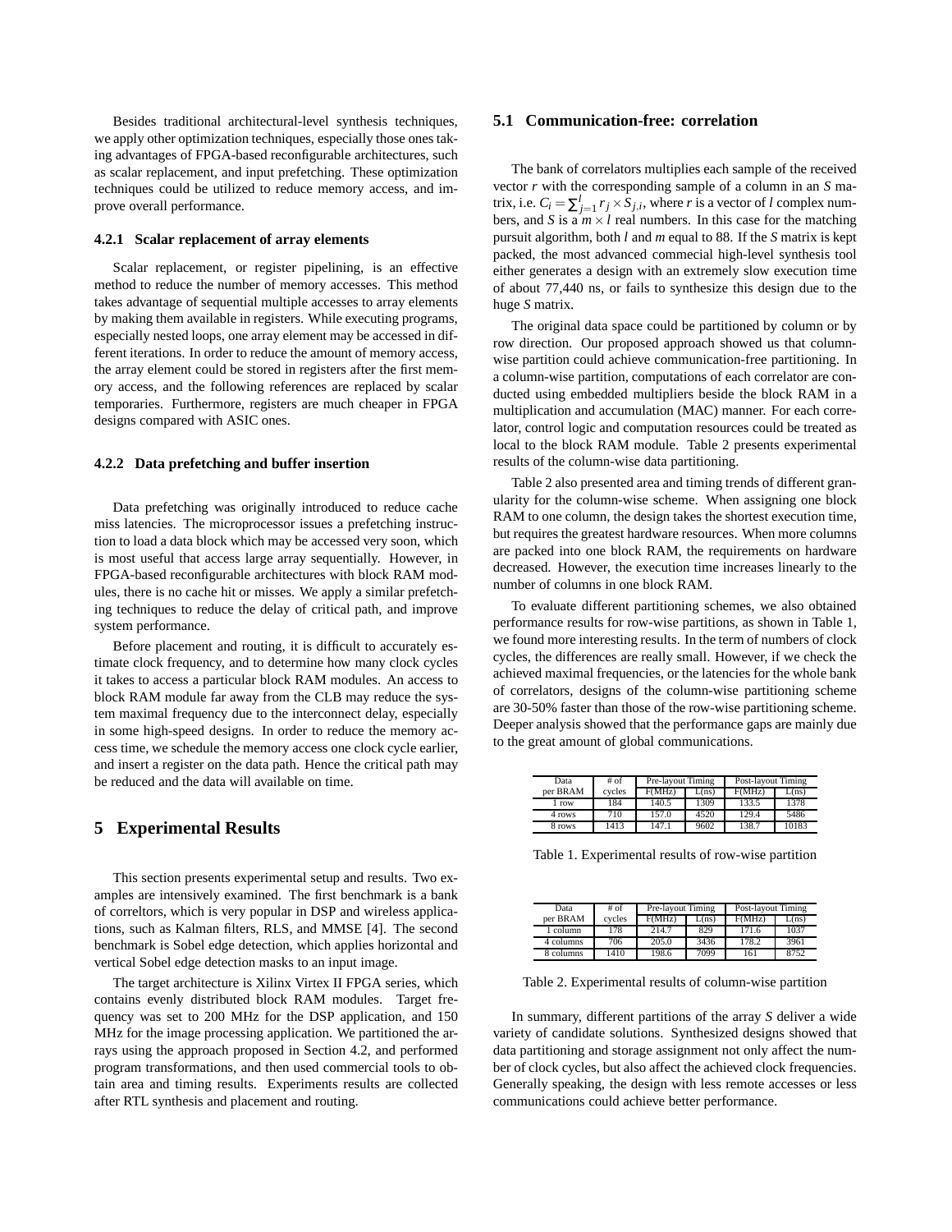Besides traditional architectural-level synthesis techniques, we apply other optimization techniques, especially those ones taking advantages of FPGA-based reconfigurable architectures, such as scalar replacement, and input prefetching. These optimization techniques could be utilized to reduce memory access, and improve overall performance.

#### 4.2.1 Scalar replacement of array elements

Scalar replacement, or register pipelining, is an effective method to reduce the number of memory accesses. This method takes advantage of sequential multiple accesses to array elements by making them available in registers. While executing programs, especially nested loops, one array element may be accessed in different iterations. In order to reduce the amount of memory access, the array element could be stored in registers after the first memory access, and the following references are replaced by scalar temporaries. Furthermore, registers are much cheaper in FPGA designs compared with ASIC ones.

#### 4.2.2 Data prefetching and buffer insertion

Data prefetching was originally introduced to reduce cache miss latencies. The microprocessor issues a prefetching instruction to load a data block which may be accessed very soon, which is most useful that access large array sequentially. However, in FPGA-based reconfigurable architectures with block RAM modules, there is no cache hit or misses. We apply a similar prefetching techniques to reduce the delay of critical path, and improve system performance.

Before placement and routing, it is difficult to accurately estimate clock frequency, and to determine how many clock cycles it takes to access a particular block RAM modules. An access to block RAM module far away from the CLB may reduce the system maximal frequency due to the interconnect delay, especially in some high-speed designs. In order to reduce the memory access time, we schedule the memory access one clock cycle earlier, and insert a register on the data path. Hence the critical path may be reduced and the data will available on time.

## 5 Experimental Results

This section presents experimental setup and results. Two examples are intensively examined. The first benchmark is a bank of correltors, which is very popular in DSP and wireless applications, such as Kalman filters, RLS, and MMSE [4]. The second benchmark is Sobel edge detection, which applies horizontal and vertical Sobel edge detection masks to an input image.

The target architecture is Xilinx Virtex II FPGA series, which contains evenly distributed block RAM modules. Target frequency was set to 200 MHz for the DSP application, and 150 MHz for the image processing application. We partitioned the arrays using the approach proposed in Section 4.2, and performed program transformations, and then used commercial tools to obtain area and timing results. Experiments results are collected after RTL synthesis and placement and routing.

### 5.1 Communication-free: correlation

The bank of correlators multiplies each sample of the received vector $r$ with the corresponding sample of a column in an $S$ matrix, i.e. $C_i = \sum_{j=1}^{l} r_j \times S_{j,i}$, where $r$ is a vector of $l$ complex numbers, and $S$ is a $m \times l$ real numbers. In this case for the matching pursuit algorithm, both $l$ and $m$ equal to 88. If the $S$ matrix is kept packed, the most advanced commecial high-level synthesis tool either generates a design with an extremely slow execution time of about 77,440 ns, or fails to synthesize this design due to the huge $S$ matrix.

The original data space could be partitioned by column or by row direction. Our proposed approach showed us that column-wise partition could achieve communication-free partitioning. In a column-wise partition, computations of each correlator are conducted using embedded multipliers beside the block RAM in a multiplication and accumulation (MAC) manner. For each correlator, control logic and computation resources could be treated as local to the block RAM module. Table 2 presents experimental results of the column-wise data partitioning.

Table 2 also presented area and timing trends of different granularity for the column-wise scheme. When assigning one block RAM to one column, the design takes the shortest execution time, but requires the greatest hardware resources. When more columns are packed into one block RAM, the requirements on hardware decreased. However, the execution time increases linearly to the number of columns in one block RAM.

To evaluate different partitioning schemes, we also obtained performance results for row-wise partitions, as shown in Table 1, we found more interesting results. In the term of numbers of clock cycles, the differences are really small. However, if we check the achieved maximal frequencies, or the latencies for the whole bank of correlators, designs of the column-wise partitioning scheme are 30-50% faster than those of the row-wise partitioning scheme. Deeper analysis showed that the performance gaps are mainly due to the great amount of global communications.

| Data per BRAM | # of cycles | Pre-layout Timing | | Post-layout Timing | |
|---|---|---|---|---|---|
| | | F(MHz) | L(ns) | F(MHz) | L(ns) |
| 1 row | 184 | 140.5 | 1309 | 133.5 | 1378 |
| 4 rows | 710 | 157.0 | 4520 | 129.4 | 5486 |
| 8 rows | 1413 | 147.1 | 9602 | 138.7 | 10183 |

Table 1. Experimental results of row-wise partition

| Data per BRAM | # of cycles | Pre-layout Timing | | Post-layout Timing | |
|---|---|---|---|---|---|
| | | F(MHz) | L(ns) | F(MHz) | L(ns) |
| 1 column | 178 | 214.7 | 829 | 171.6 | 1037 |
| 4 columns | 706 | 205.0 | 3436 | 178.2 | 3961 |
| 8 columns | 1410 | 198.6 | 7099 | 161 | 8752 |

Table 2. Experimental results of column-wise partition

In summary, different partitions of the array $S$ deliver a wide variety of candidate solutions. Synthesized designs showed that data partitioning and storage assignment not only affect the number of clock cycles, but also affect the achieved clock frequencies. Generally speaking, the design with less remote accesses or less communications could achieve better performance.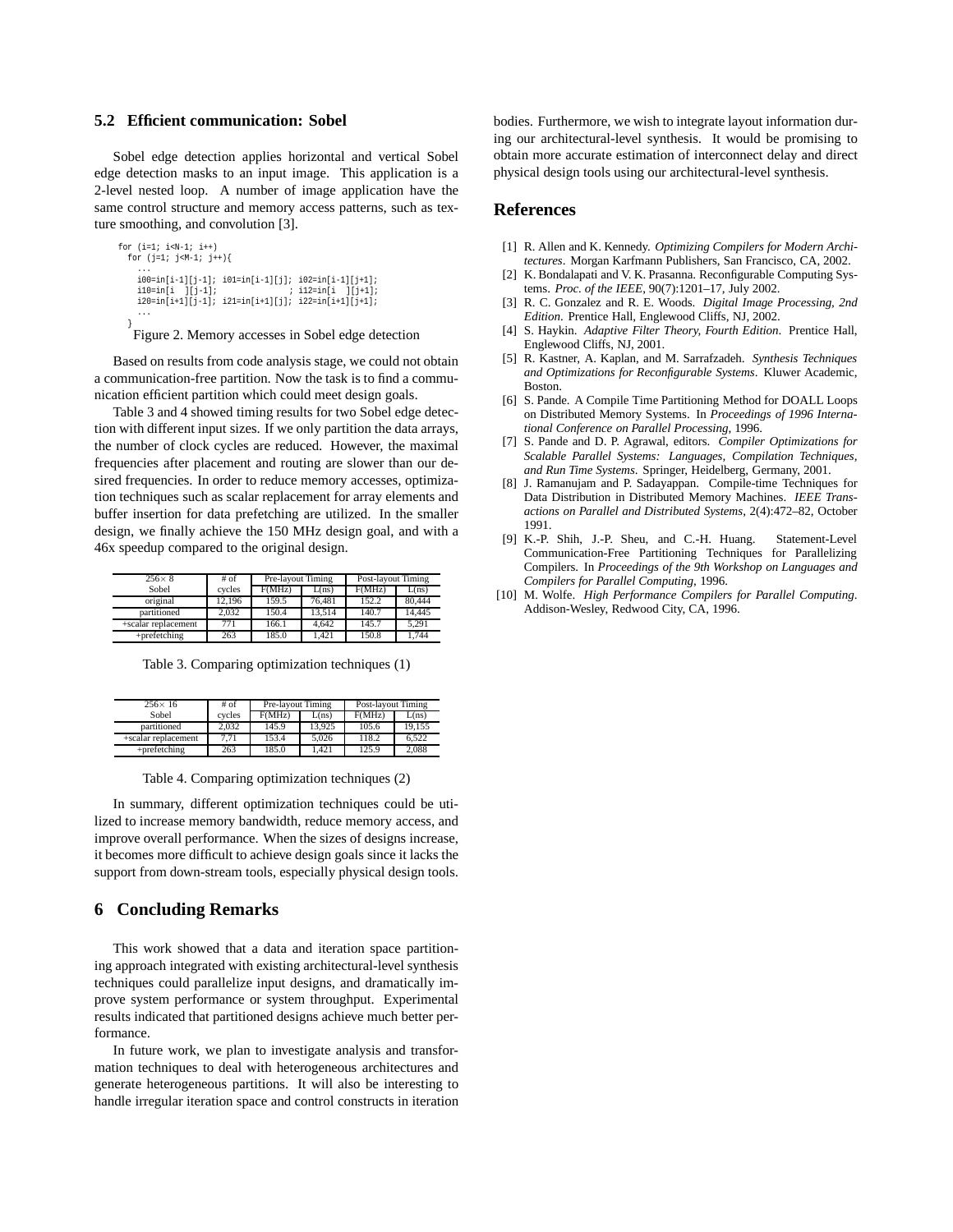### 5.2 Efficient communication: Sobel

Sobel edge detection applies horizontal and vertical Sobel edge detection masks to an input image. This application is a 2-level nested loop. A number of image application have the same control structure and memory access patterns, such as texture smoothing, and convolution [3].

```
for (i=1; i<N-1; i++)
  for (j=1; j<M-1; j++){
    ...
    i00=in[i-1][j-1]; i01=in[i-1][j]; i02=in[i-1][j+1];
    i10=in[i  ][j-1];               ; i12=in[i  ][j+1];
    i20=in[i+1][j-1]; i21=in[i+1][j]; i22=in[i+1][j+1];
    ...
  }
```

Figure 2. Memory accesses in Sobel edge detection

Based on results from code analysis stage, we could not obtain a communication-free partition. Now the task is to find a communication efficient partition which could meet design goals.

Table 3 and 4 showed timing results for two Sobel edge detection with different input sizes. If we only partition the data arrays, the number of clock cycles are reduced. However, the maximal frequencies after placement and routing are slower than our desired frequencies. In order to reduce memory accesses, optimization techniques such as scalar replacement for array elements and buffer insertion for data prefetching are utilized. In the smaller design, we finally achieve the 150 MHz design goal, and with a 46x speedup compared to the original design.

| $256\times 8$ Sobel | # of cycles | Pre-layout Timing | | Post-layout Timing | |
|---|---|---|---|---|---|
| | | F(MHz) | L(ns) | F(MHz) | L(ns) |
| original | 12,196 | 159.5 | 76,481 | 152.2 | 80,444 |
| partitioned | 2,032 | 150.4 | 13,514 | 140.7 | 14,445 |
| +scalar replacement | 771 | 166.1 | 4,642 | 145.7 | 5,291 |
| +prefetching | 263 | 185.0 | 1,421 | 150.8 | 1,744 |

Table 3. Comparing optimization techniques (1)

| $256\times 16$ Sobel | # of cycles | Pre-layout Timing | | Post-layout Timing | |
|---|---|---|---|---|---|
| | | F(MHz) | L(ns) | F(MHz) | L(ns) |
| partitioned | 2,032 | 145.9 | 13,925 | 105.6 | 19,155 |
| +scalar replacement | 7,71 | 153.4 | 5,026 | 118.2 | 6,522 |
| +prefetching | 263 | 185.0 | 1,421 | 125.9 | 2,088 |

Table 4. Comparing optimization techniques (2)

In summary, different optimization techniques could be utilized to increase memory bandwidth, reduce memory access, and improve overall performance. When the sizes of designs increase, it becomes more difficult to achieve design goals since it lacks the support from down-stream tools, especially physical design tools.

## 6 Concluding Remarks

This work showed that a data and iteration space partitioning approach integrated with existing architectural-level synthesis techniques could parallelize input designs, and dramatically improve system performance or system throughput. Experimental results indicated that partitioned designs achieve much better performance.

In future work, we plan to investigate analysis and transformation techniques to deal with heterogeneous architectures and generate heterogeneous partitions. It will also be interesting to handle irregular iteration space and control constructs in iteration bodies. Furthermore, we wish to integrate layout information during our architectural-level synthesis. It would be promising to obtain more accurate estimation of interconnect delay and direct physical design tools using our architectural-level synthesis.

## References

[1] R. Allen and K. Kennedy. *Optimizing Compilers for Modern Architectures*. Morgan Karfmann Publishers, San Francisco, CA, 2002.

[2] K. Bondalapati and V. K. Prasanna. Reconfigurable Computing Systems. *Proc. of the IEEE*, 90(7):1201–17, July 2002.

[3] R. C. Gonzalez and R. E. Woods. *Digital Image Processing, 2nd Edition*. Prentice Hall, Englewood Cliffs, NJ, 2002.

[4] S. Haykin. *Adaptive Filter Theory, Fourth Edition*. Prentice Hall, Englewood Cliffs, NJ, 2001.

[5] R. Kastner, A. Kaplan, and M. Sarrafzadeh. *Synthesis Techniques and Optimizations for Reconfigurable Systems*. Kluwer Academic, Boston.

[6] S. Pande. A Compile Time Partitioning Method for DOALL Loops on Distributed Memory Systems. In *Proceedings of 1996 International Conference on Parallel Processing*, 1996.

[7] S. Pande and D. P. Agrawal, editors. *Compiler Optimizations for Scalable Parallel Systems: Languages, Compilation Techniques, and Run Time Systems*. Springer, Heidelberg, Germany, 2001.

[8] J. Ramanujam and P. Sadayappan. Compile-time Techniques for Data Distribution in Distributed Memory Machines. *IEEE Transactions on Parallel and Distributed Systems*, 2(4):472–82, October 1991.

[9] K.-P. Shih, J.-P. Sheu, and C.-H. Huang. Statement-Level Communication-Free Partitioning Techniques for Parallelizing Compilers. In *Proceedings of the 9th Workshop on Languages and Compilers for Parallel Computing*, 1996.

[10] M. Wolfe. *High Performance Compilers for Parallel Computing*. Addison-Wesley, Redwood City, CA, 1996.